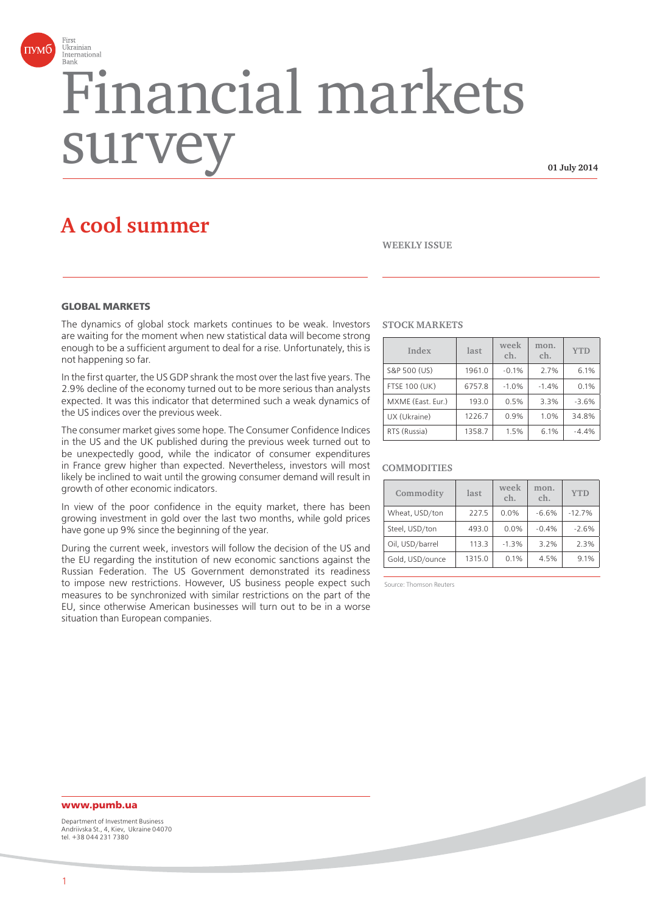First Ukrainian International Bank

# Financial markets survey

**01 July 2014**

## A cool summer

**WEEKLY ISSUE**

### GLOBAL MARKETS

The dynamics of global stock markets continues to be weak. Investors are waiting for the moment when new statistical data will become strong enough to be a sufficient argument to deal for a rise. Unfortunately, this is not happening so far.

In the first quarter, the US GDP shrank the most over the last five years. The 2.9% decline of the economy turned out to be more serious than analysts expected. It was this indicator that determined such a weak dynamics of the US indices over the previous week.

The consumer market gives some hope. The Consumer Confidence Indices in the US and the UK published during the previous week turned out to be unexpectedly good, while the indicator of consumer expenditures in France grew higher than expected. Nevertheless, investors will most likely be inclined to wait until the growing consumer demand will result in growth of other economic indicators.

In view of the poor confidence in the equity market, there has been growing investment in gold over the last two months, while gold prices have gone up 9% since the beginning of the year.

During the current week, investors will follow the decision of the US and the EU regarding the institution of new economic sanctions against the Russian Federation. The US Government demonstrated its readiness to impose new restrictions. However, US business people expect such measures to be synchronized with similar restrictions on the part of the EU, since otherwise American businesses will turn out to be in a worse situation than European companies.

### STOCK MARKETS

| Index | last | week ch. | mon. ch. | YTD |
|---|---|---|---|---|
| S&P 500 (US) | 1961.0 | -0.1% | 2.7% | 6.1% |
| FTSE 100 (UK) | 6757.8 | -1.0% | -1.4% | 0.1% |
| MXME (East. Eur.) | 193.0 | 0.5% | 3.3% | -3.6% |
| UX (Ukraine) | 1226.7 | 0.9% | 1.0% | 34.8% |
| RTS (Russia) | 1358.7 | 1.5% | 6.1% | -4.4% |

### COMMODITIES

| Commodity | last | week ch. | mon. ch. | YTD |
|---|---|---|---|---|
| Wheat, USD/ton | 227.5 | 0.0% | -6.6% | -12.7% |
| Steel, USD/ton | 493.0 | 0.0% | -0.4% | -2.6% |
| Oil, USD/barrel | 113.3 | -1.3% | 3.2% | 2.3% |
| Gold, USD/ounce | 1315.0 | 0.1% | 4.5% | 9.1% |

Source: Thomson Reuters

**www.pumb.ua**

Department of Investment Business
Andriivska St., 4, Kiev, Ukraine 04070
tel. +38 044 231 7380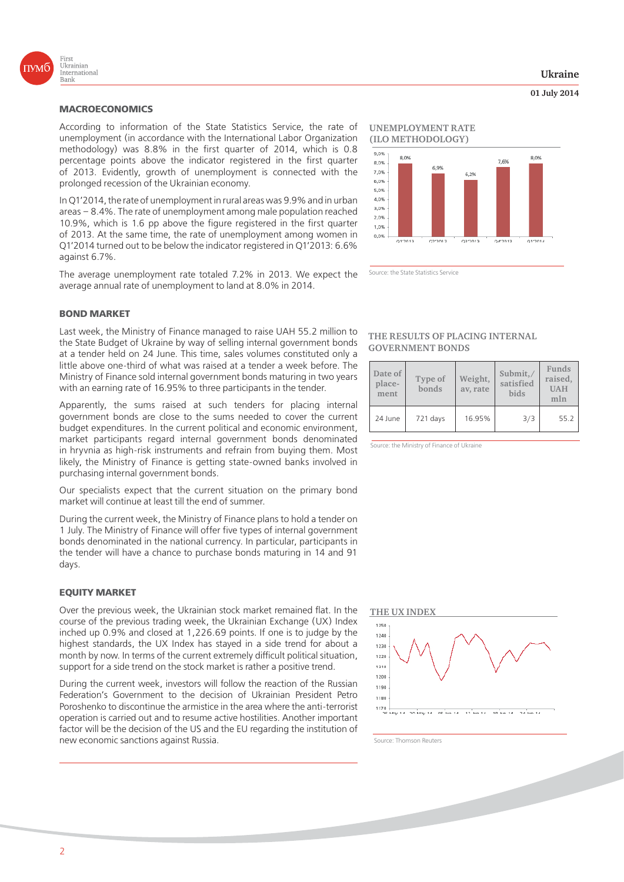## MACROECONOMICS

According to information of the State Statistics Service, the rate of unemployment (in accordance with the International Labor Organization methodology) was 8.8% in the first quarter of 2014, which is 0.8 percentage points above the indicator registered in the first quarter of 2013. Evidently, growth of unemployment is connected with the prolonged recession of the Ukrainian economy.

In Q1'2014, the rate of unemployment in rural areas was 9.9% and in urban areas – 8.4%. The rate of unemployment among male population reached 10.9%, which is 1.6 pp above the figure registered in the first quarter of 2013. At the same time, the rate of unemployment among women in Q1'2014 turned out to be below the indicator registered in Q1'2013: 6.6% against 6.7%.

The average unemployment rate totaled 7.2% in 2013. We expect the average annual rate of unemployment to land at 8.0% in 2014.

**UNEMPLOYMENT RATE (ILO METHODOLOGY)**

Source: the State Statistics Service

## BOND MARKET

Last week, the Ministry of Finance managed to raise UAH 55.2 million to the State Budget of Ukraine by way of selling internal government bonds at a tender held on 24 June. This time, sales volumes constituted only a little above one-third of what was raised at a tender a week before. The Ministry of Finance sold internal government bonds maturing in two years with an earning rate of 16.95% to three participants in the tender.

Apparently, the sums raised at such tenders for placing internal government bonds are close to the sums needed to cover the current budget expenditures. In the current political and economic environment, market participants regard internal government bonds denominated in hryvnia as high-risk instruments and refrain from buying them. Most likely, the Ministry of Finance is getting state-owned banks involved in purchasing internal government bonds.

Our specialists expect that the current situation on the primary bond market will continue at least till the end of summer.

During the current week, the Ministry of Finance plans to hold a tender on 1 July. The Ministry of Finance will offer five types of internal government bonds denominated in the national currency. In particular, participants in the tender will have a chance to purchase bonds maturing in 14 and 91 days.

**THE RESULTS OF PLACING INTERNAL GOVERNMENT BONDS**

| Date of placement | Type of bonds | Weight, av, rate | Submit,/ satisfied bids | Funds raised, UAH mln |
|---|---|---|---|---|
| 24 June | 721 days | 16.95% | 3/3 | 55.2 |

Source: the Ministry of Finance of Ukraine

## EQUITY MARKET

Over the previous week, the Ukrainian stock market remained flat. In the course of the previous trading week, the Ukrainian Exchange (UX) Index inched up 0.9% and closed at 1,226.69 points. If one is to judge by the highest standards, the UX Index has stayed in a side trend for about a month by now. In terms of the current extremely difficult political situation, support for a side trend on the stock market is rather a positive trend.

During the current week, investors will follow the reaction of the Russian Federation's Government to the decision of Ukrainian President Petro Poroshenko to discontinue the armistice in the area where the anti-terrorist operation is carried out and to resume active hostilities. Another important factor will be the decision of the US and the EU regarding the institution of new economic sanctions against Russia.

**THE UX INDEX**

Source: Thomson Reuters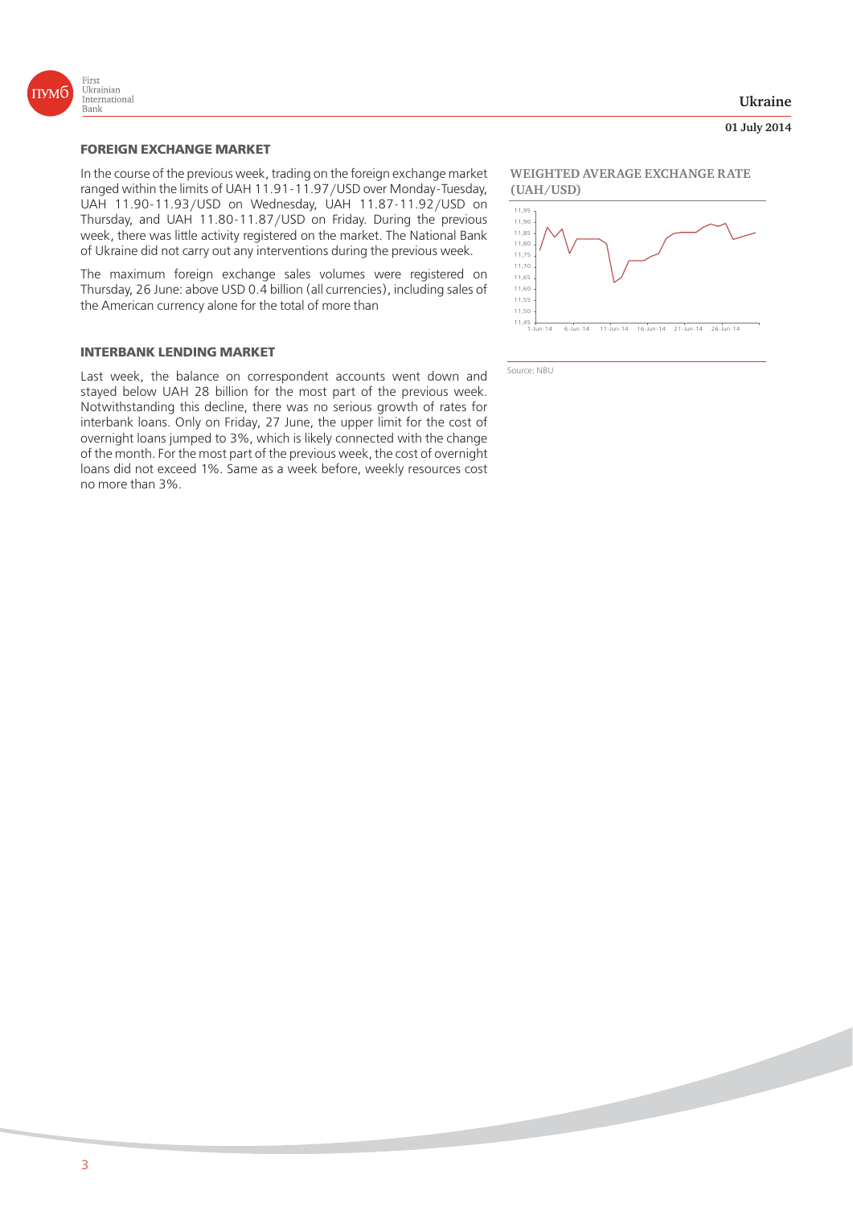## FOREIGN EXCHANGE MARKET

In the course of the previous week, trading on the foreign exchange market ranged within the limits of UAH 11.91-11.97/USD over Monday-Tuesday, UAH 11.90-11.93/USD on Wednesday, UAH 11.87-11.92/USD on Thursday, and UAH 11.80-11.87/USD on Friday. During the previous week, there was little activity registered on the market. The National Bank of Ukraine did not carry out any interventions during the previous week.

The maximum foreign exchange sales volumes were registered on Thursday, 26 June: above USD 0.4 billion (all currencies), including sales of the American currency alone for the total of more than

**WEIGHTED AVERAGE EXCHANGE RATE (UAH/USD)**

Source: NBU

## INTERBANK LENDING MARKET

Last week, the balance on correspondent accounts went down and stayed below UAH 28 billion for the most part of the previous week. Notwithstanding this decline, there was no serious growth of rates for interbank loans. Only on Friday, 27 June, the upper limit for the cost of overnight loans jumped to 3%, which is likely connected with the change of the month. For the most part of the previous week, the cost of overnight loans did not exceed 1%. Same as a week before, weekly resources cost no more than 3%.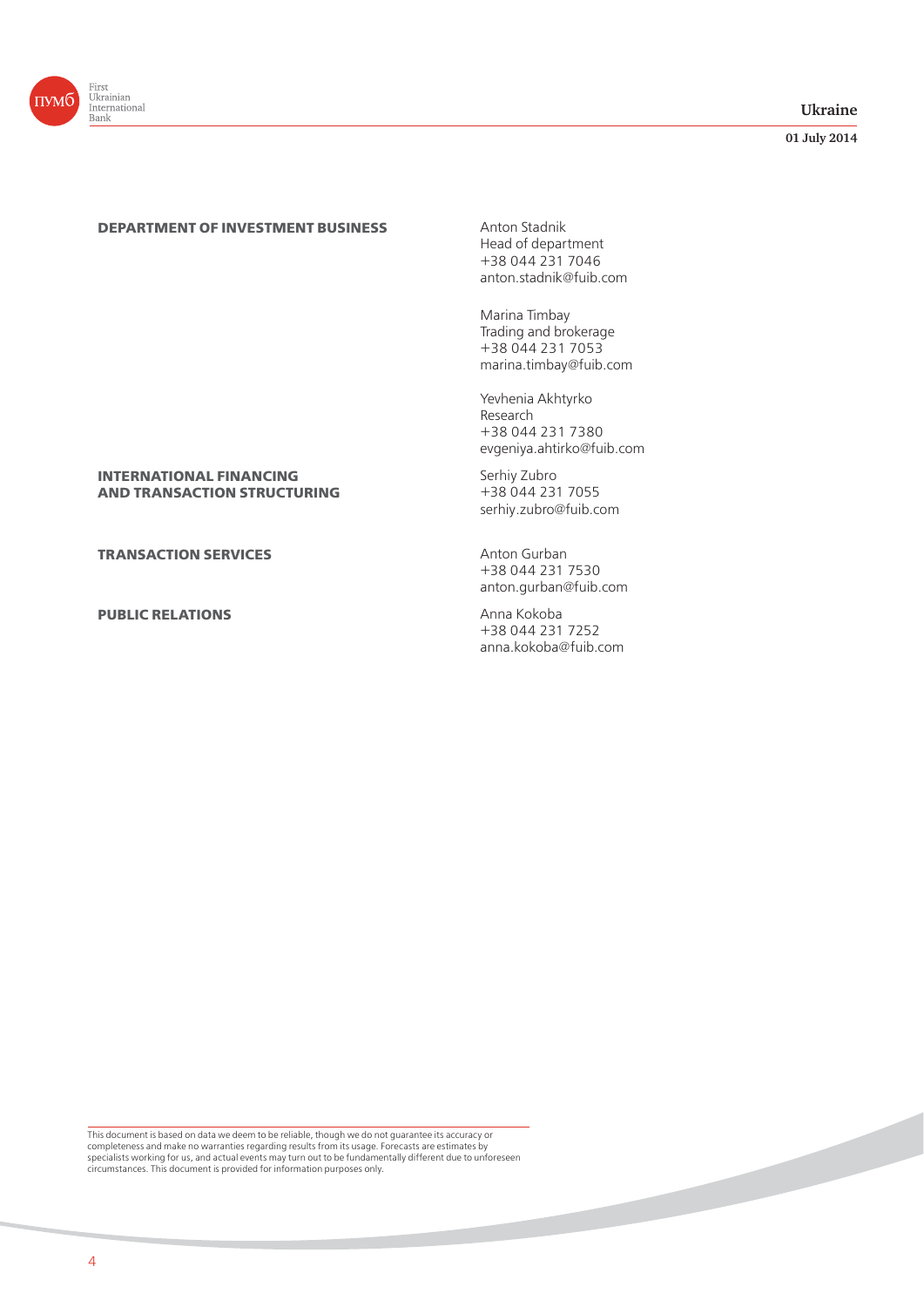**DEPARTMENT OF INVESTMENT BUSINESS**

Anton Stadnik
Head of department
+38 044 231 7046
anton.stadnik@fuib.com

Marina Timbay
Trading and brokerage
+38 044 231 7053
marina.timbay@fuib.com

Yevhenia Akhtyrko
Research
+38 044 231 7380
evgeniya.ahtirko@fuib.com

**INTERNATIONAL FINANCING AND TRANSACTION STRUCTURING**

Serhiy Zubro
+38 044 231 7055
serhiy.zubro@fuib.com

**TRANSACTION SERVICES**

Anton Gurban
+38 044 231 7530
anton.gurban@fuib.com

**PUBLIC RELATIONS**

Anna Kokoba
+38 044 231 7252
anna.kokoba@fuib.com

This document is based on data we deem to be reliable, though we do not guarantee its accuracy or completeness and make no warranties regarding results from its usage. Forecasts are estimates by specialists working for us, and actual events may turn out to be fundamentally different due to unforeseen circumstances. This document is provided for information purposes only.